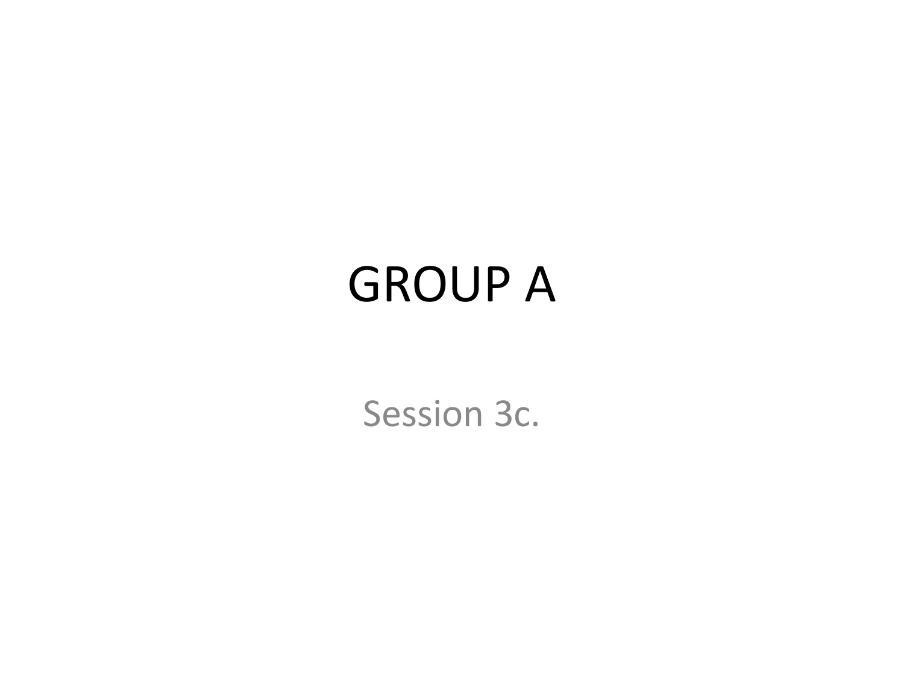# GROUP A

Session 3c.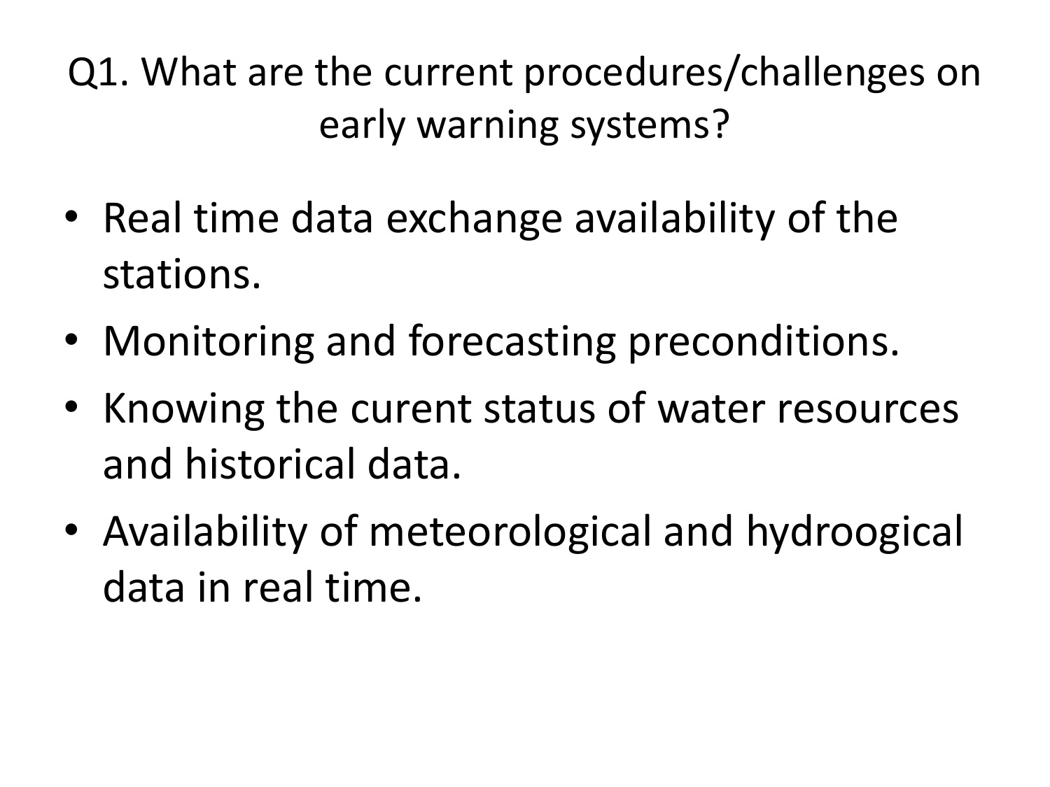# Q1. What are the current procedures/challenges on early warning systems?

- Real time data exchange availability of the stations.
- Monitoring and forecasting preconditions.
- Knowing the curent status of water resources and historical data.
- Availability of meteorological and hydroogical data in real time.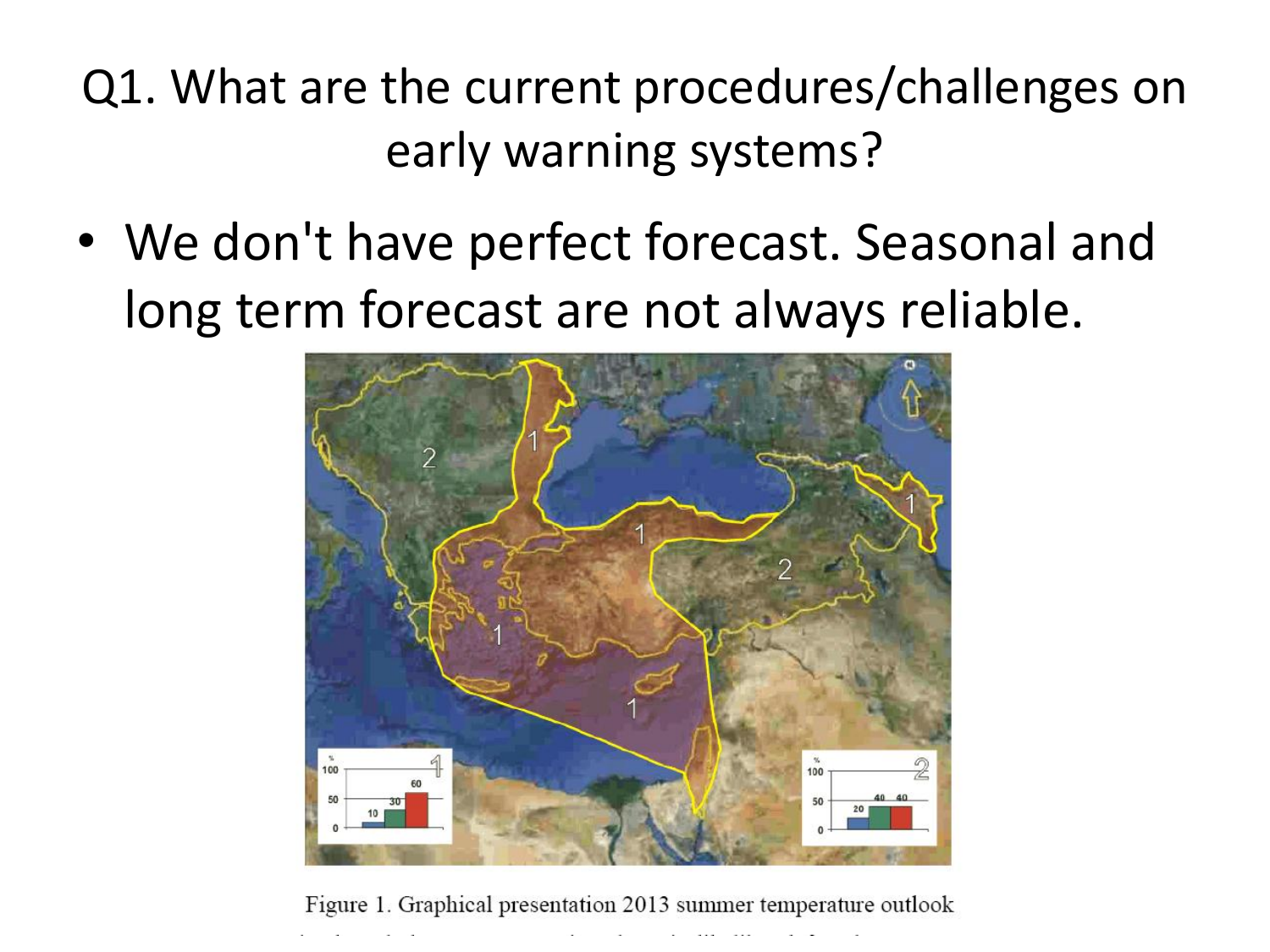# Q1. What are the current procedures/challenges on early warning systems?

- We don't have perfect forecast. Seasonal and long term forecast are not always reliable.

Figure 1. Graphical presentation 2013 summer temperature outlook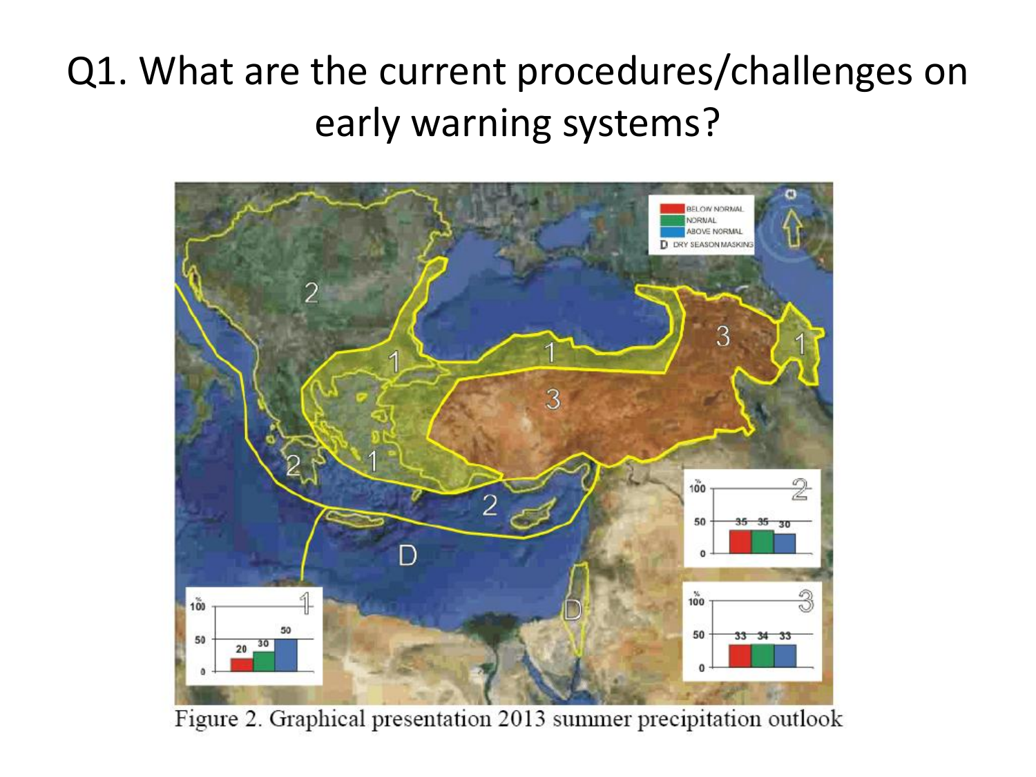# Q1. What are the current procedures/challenges on early warning systems?

Figure 2. Graphical presentation 2013 summer precipitation outlook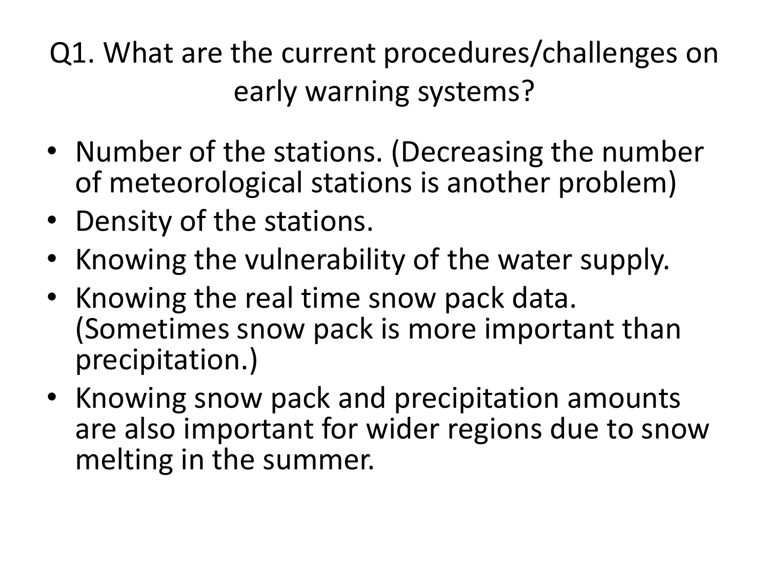# Q1. What are the current procedures/challenges on early warning systems?

- Number of the stations. (Decreasing the number of meteorological stations is another problem)
- Density of the stations.
- Knowing the vulnerability of the water supply.
- Knowing the real time snow pack data. (Sometimes snow pack is more important than precipitation.)
- Knowing snow pack and precipitation amounts are also important for wider regions due to snow melting in the summer.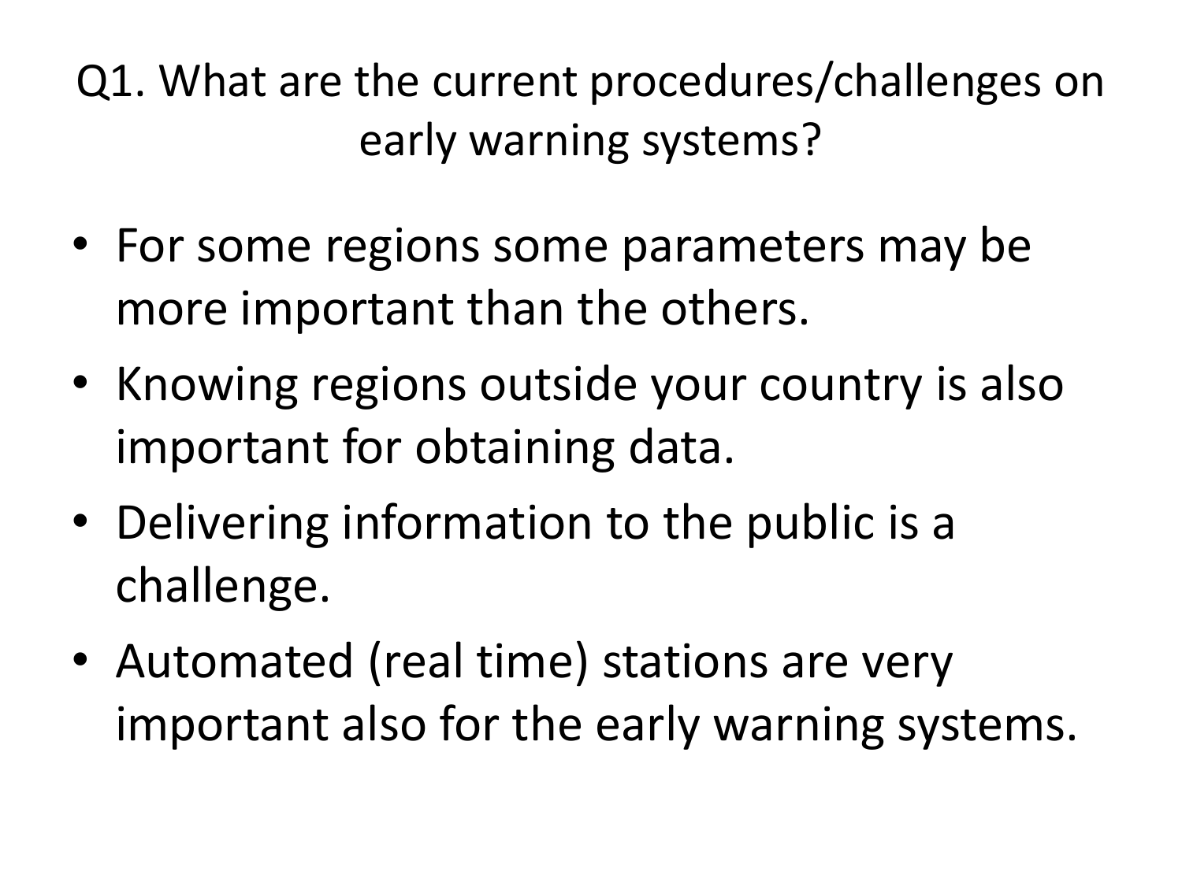# Q1. What are the current procedures/challenges on early warning systems?

- For some regions some parameters may be more important than the others.
- Knowing regions outside your country is also important for obtaining data.
- Delivering information to the public is a challenge.
- Automated (real time) stations are very important also for the early warning systems.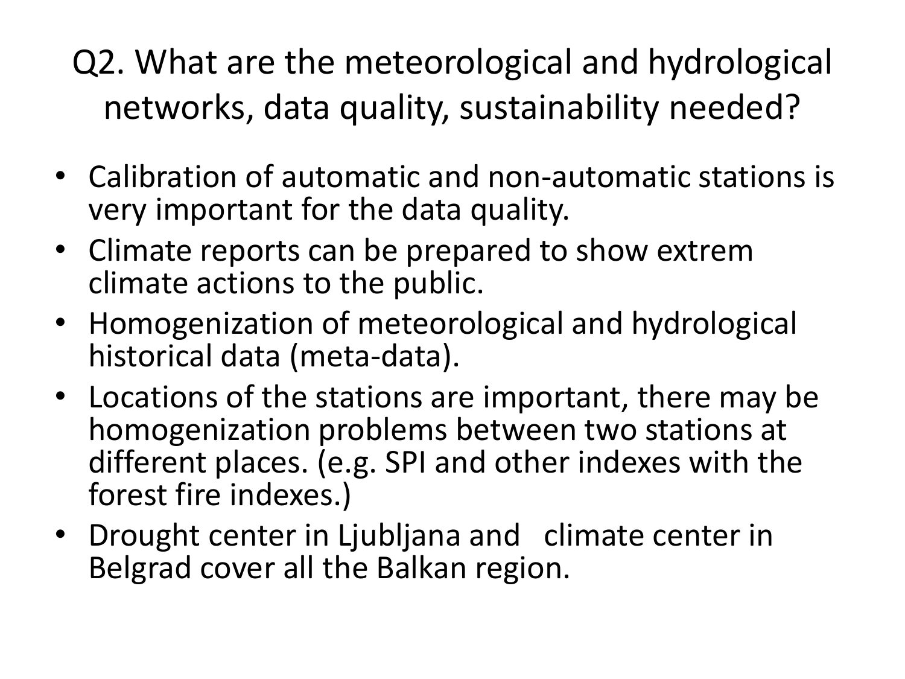# Q2. What are the meteorological and hydrological networks, data quality, sustainability needed?

- Calibration of automatic and non-automatic stations is very important for the data quality.
- Climate reports can be prepared to show extrem climate actions to the public.
- Homogenization of meteorological and hydrological historical data (meta-data).
- Locations of the stations are important, there may be homogenization problems between two stations at different places. (e.g. SPI and other indexes with the forest fire indexes.)
- Drought center in Ljubljana and climate center in Belgrad cover all the Balkan region.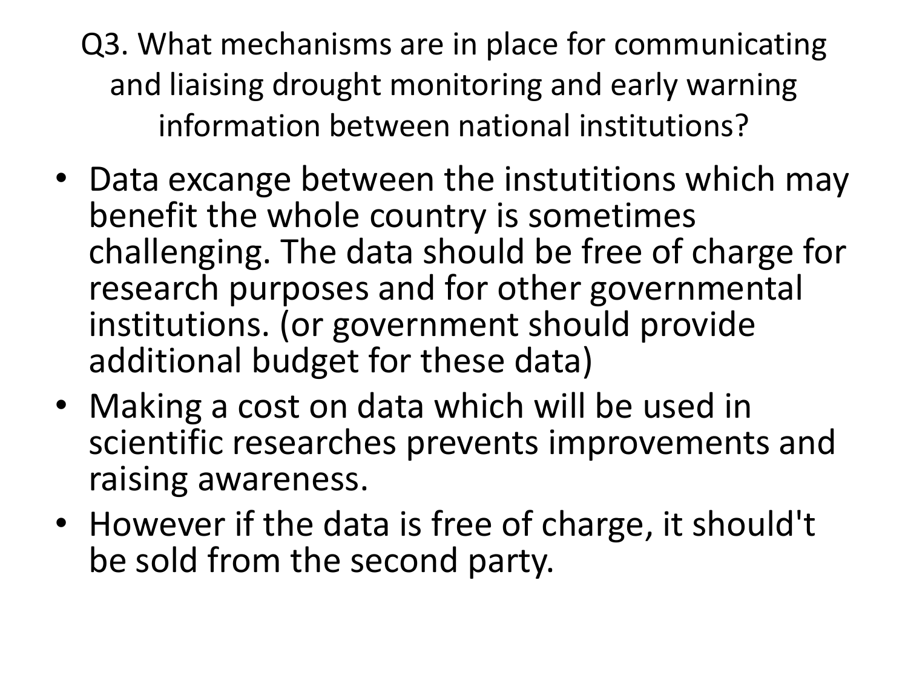## Q3. What mechanisms are in place for communicating and liaising drought monitoring and early warning information between national institutions?

- Data excange between the instutitions which may benefit the whole country is sometimes challenging. The data should be free of charge for research purposes and for other governmental institutions. (or government should provide additional budget for these data)
- Making a cost on data which will be used in scientific researches prevents improvements and raising awareness.
- However if the data is free of charge, it should't be sold from the second party.